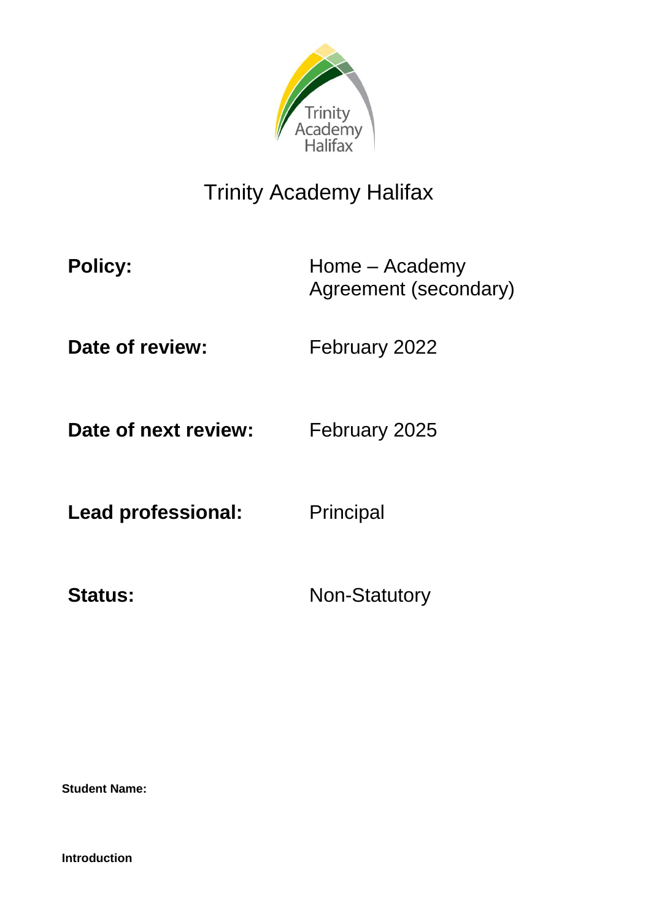# Trinity Academy Halifax

| | |
|---|---|
| **Policy:** | Home – Academy Agreement (secondary) |
| **Date of review:** | February 2022 |
| **Date of next review:** | February 2025 |
| **Lead professional:** | Principal |
| **Status:** | Non-Statutory |

**Student Name:**

**Introduction**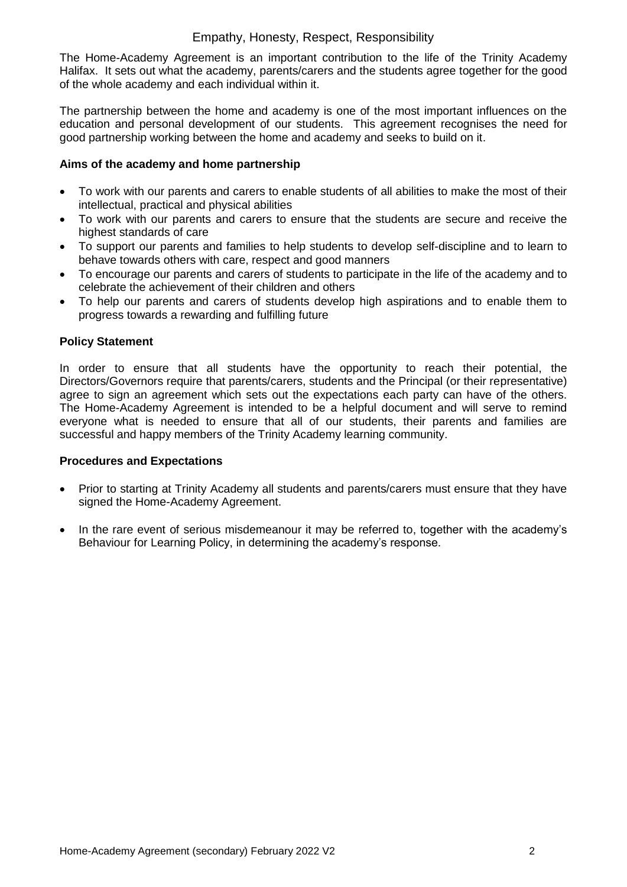Empathy, Honesty, Respect, Responsibility

The Home-Academy Agreement is an important contribution to the life of the Trinity Academy Halifax. It sets out what the academy, parents/carers and the students agree together for the good of the whole academy and each individual within it.

The partnership between the home and academy is one of the most important influences on the education and personal development of our students. This agreement recognises the need for good partnership working between the home and academy and seeks to build on it.

**Aims of the academy and home partnership**

- To work with our parents and carers to enable students of all abilities to make the most of their intellectual, practical and physical abilities
- To work with our parents and carers to ensure that the students are secure and receive the highest standards of care
- To support our parents and families to help students to develop self-discipline and to learn to behave towards others with care, respect and good manners
- To encourage our parents and carers of students to participate in the life of the academy and to celebrate the achievement of their children and others
- To help our parents and carers of students develop high aspirations and to enable them to progress towards a rewarding and fulfilling future

**Policy Statement**

In order to ensure that all students have the opportunity to reach their potential, the Directors/Governors require that parents/carers, students and the Principal (or their representative) agree to sign an agreement which sets out the expectations each party can have of the others. The Home-Academy Agreement is intended to be a helpful document and will serve to remind everyone what is needed to ensure that all of our students, their parents and families are successful and happy members of the Trinity Academy learning community.

**Procedures and Expectations**

- Prior to starting at Trinity Academy all students and parents/carers must ensure that they have signed the Home-Academy Agreement.
- In the rare event of serious misdemeanour it may be referred to, together with the academy's Behaviour for Learning Policy, in determining the academy's response.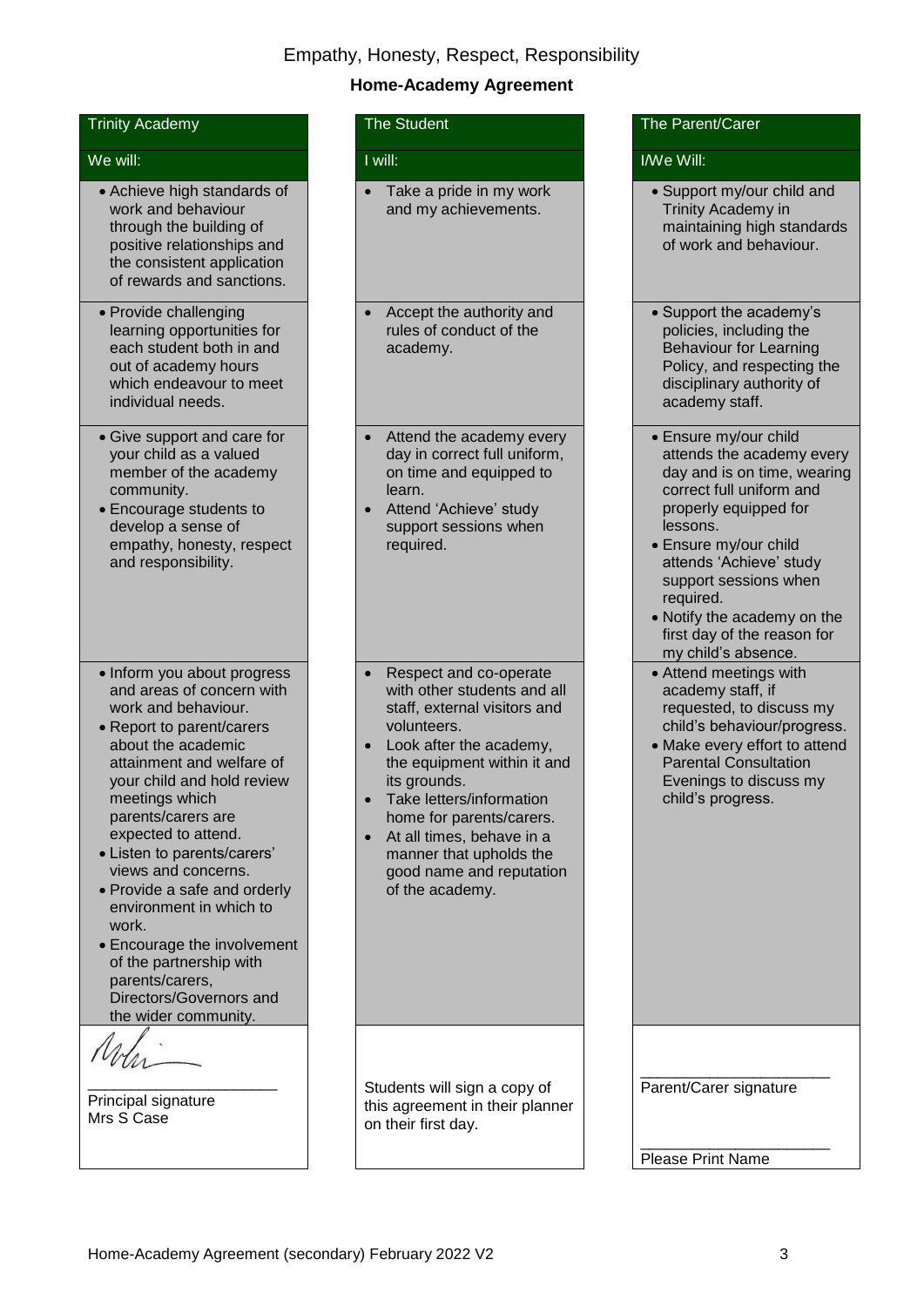Empathy, Honesty, Respect, Responsibility

## Home-Academy Agreement

| Trinity Academy | The Student | The Parent/Carer |
|---|---|---|
| **We will:** | **I will:** | **I/We Will:** |
| • Achieve high standards of work and behaviour through the building of positive relationships and the consistent application of rewards and sanctions. | • Take a pride in my work and my achievements. | • Support my/our child and Trinity Academy in maintaining high standards of work and behaviour. |
| • Provide challenging learning opportunities for each student both in and out of academy hours which endeavour to meet individual needs. | • Accept the authority and rules of conduct of the academy. | • Support the academy's policies, including the Behaviour for Learning Policy, and respecting the disciplinary authority of academy staff. |
| • Give support and care for your child as a valued member of the academy community.<br>• Encourage students to develop a sense of empathy, honesty, respect and responsibility. | • Attend the academy every day in correct full uniform, on time and equipped to learn.<br>• Attend 'Achieve' study support sessions when required. | • Ensure my/our child attends the academy every day and is on time, wearing correct full uniform and properly equipped for lessons.<br>• Ensure my/our child attends 'Achieve' study support sessions when required.<br>• Notify the academy on the first day of the reason for my child's absence. |
| • Inform you about progress and areas of concern with work and behaviour.<br>• Report to parent/carers about the academic attainment and welfare of your child and hold review meetings which parents/carers are expected to attend.<br>• Listen to parents/carers' views and concerns.<br>• Provide a safe and orderly environment in which to work.<br>• Encourage the involvement of the partnership with parents/carers, Directors/Governors and the wider community. | • Respect and co-operate with other students and all staff, external visitors and volunteers.<br>• Look after the academy, the equipment within it and its grounds.<br>• Take letters/information home for parents/carers.<br>• At all times, behave in a manner that upholds the good name and reputation of the academy. | • Attend meetings with academy staff, if requested, to discuss my child's behaviour/progress.<br>• Make every effort to attend Parental Consultation Evenings to discuss my child's progress. |
| ______________________<br>Principal signature<br>Mrs S Case | Students will sign a copy of this agreement in their planner on their first day. | ______________________<br>Parent/Carer signature<br><br>______________________<br>Please Print Name |

Home-Academy Agreement (secondary) February 2022 V2